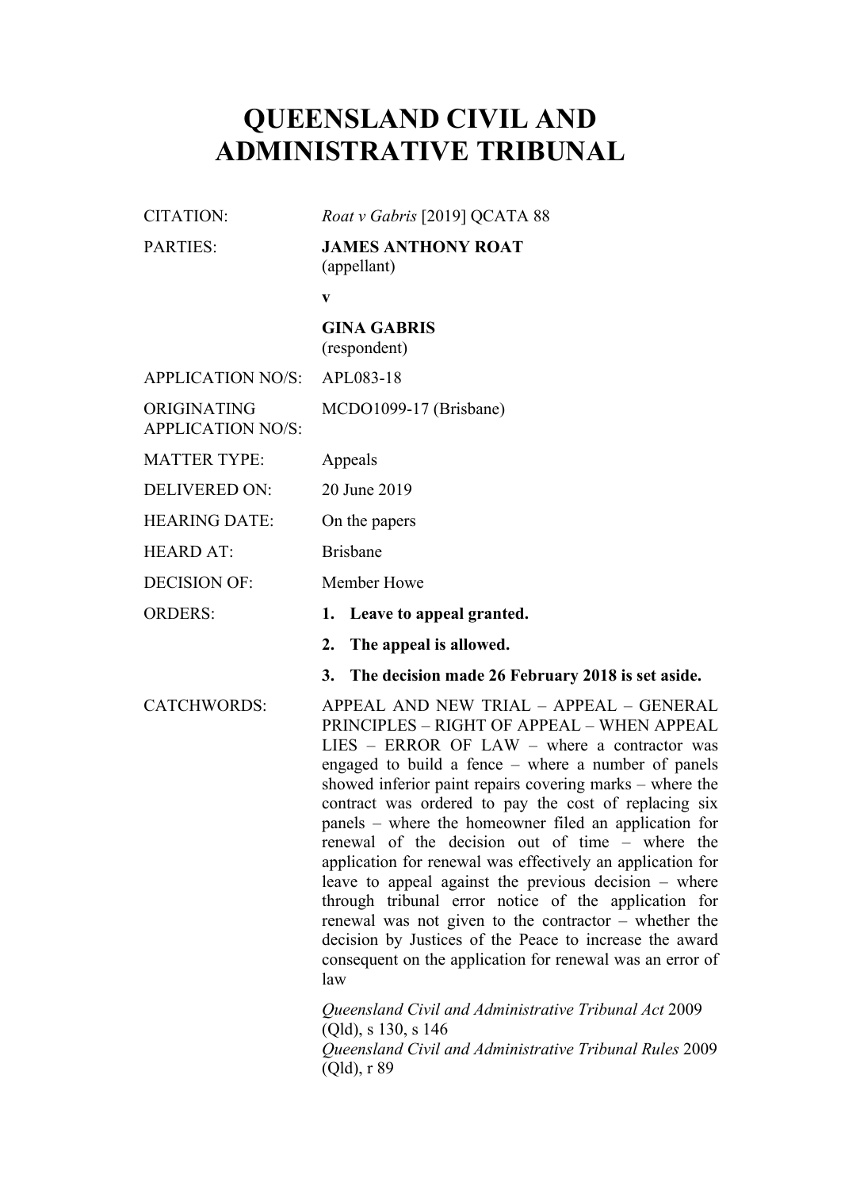# QUEENSLAND CIVIL AND ADMINISTRATIVE TRIBUNAL

| | |
|---|---|
| CITATION: | *Roat v Gabris* [2019] QCATA 88 |
| PARTIES: | **JAMES ANTHONY ROAT**<br>(appellant)<br><br>**v**<br><br>**GINA GABRIS**<br>(respondent) |
| APPLICATION NO/S: | APL083-18 |
| ORIGINATING APPLICATION NO/S: | MCDO1099-17 (Brisbane) |
| MATTER TYPE: | Appeals |
| DELIVERED ON: | 20 June 2019 |
| HEARING DATE: | On the papers |
| HEARD AT: | Brisbane |
| DECISION OF: | Member Howe |
| ORDERS: | **1. Leave to appeal granted.**<br><br>**2. The appeal is allowed.**<br><br>**3. The decision made 26 February 2018 is set aside.** |
| CATCHWORDS: | APPEAL AND NEW TRIAL – APPEAL – GENERAL PRINCIPLES – RIGHT OF APPEAL – WHEN APPEAL LIES – ERROR OF LAW – where a contractor was engaged to build a fence – where a number of panels showed inferior paint repairs covering marks – where the contract was ordered to pay the cost of replacing six panels – where the homeowner filed an application for renewal of the decision out of time – where the application for renewal was effectively an application for leave to appeal against the previous decision – where through tribunal error notice of the application for renewal was not given to the contractor – whether the decision by Justices of the Peace to increase the award consequent on the application for renewal was an error of law<br><br>*Queensland Civil and Administrative Tribunal Act* 2009 (Qld), s 130, s 146<br>*Queensland Civil and Administrative Tribunal Rules* 2009 (Qld), r 89 |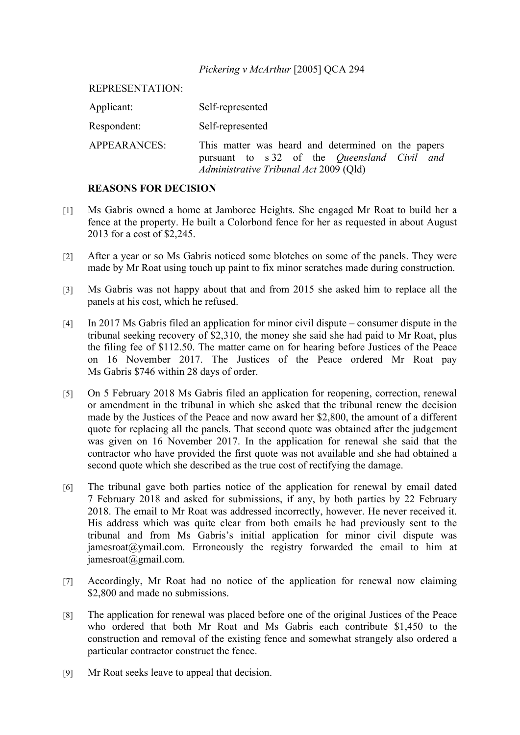REPRESENTATION:

| | |
|---|---|
| Applicant: | Self-represented |
| Respondent: | Self-represented |
| APPEARANCES: | This matter was heard and determined on the papers pursuant to s 32 of the *Queensland Civil and Administrative Tribunal Act* 2009 (Qld) |

**REASONS FOR DECISION**

[1] Ms Gabris owned a home at Jamboree Heights. She engaged Mr Roat to build her a fence at the property. He built a Colorbond fence for her as requested in about August 2013 for a cost of $2,245.

[2] After a year or so Ms Gabris noticed some blotches on some of the panels. They were made by Mr Roat using touch up paint to fix minor scratches made during construction.

[3] Ms Gabris was not happy about that and from 2015 she asked him to replace all the panels at his cost, which he refused.

[4] In 2017 Ms Gabris filed an application for minor civil dispute – consumer dispute in the tribunal seeking recovery of $2,310, the money she said she had paid to Mr Roat, plus the filing fee of $112.50. The matter came on for hearing before Justices of the Peace on 16 November 2017. The Justices of the Peace ordered Mr Roat pay Ms Gabris $746 within 28 days of order.

[5] On 5 February 2018 Ms Gabris filed an application for reopening, correction, renewal or amendment in the tribunal in which she asked that the tribunal renew the decision made by the Justices of the Peace and now award her $2,800, the amount of a different quote for replacing all the panels. That second quote was obtained after the judgement was given on 16 November 2017. In the application for renewal she said that the contractor who have provided the first quote was not available and she had obtained a second quote which she described as the true cost of rectifying the damage.

[6] The tribunal gave both parties notice of the application for renewal by email dated 7 February 2018 and asked for submissions, if any, by both parties by 22 February 2018. The email to Mr Roat was addressed incorrectly, however. He never received it. His address which was quite clear from both emails he had previously sent to the tribunal and from Ms Gabris's initial application for minor civil dispute was jamesroat@ymail.com. Erroneously the registry forwarded the email to him at jamesroat@gmail.com.

[7] Accordingly, Mr Roat had no notice of the application for renewal now claiming $2,800 and made no submissions.

[8] The application for renewal was placed before one of the original Justices of the Peace who ordered that both Mr Roat and Ms Gabris each contribute $1,450 to the construction and removal of the existing fence and somewhat strangely also ordered a particular contractor construct the fence.

[9] Mr Roat seeks leave to appeal that decision.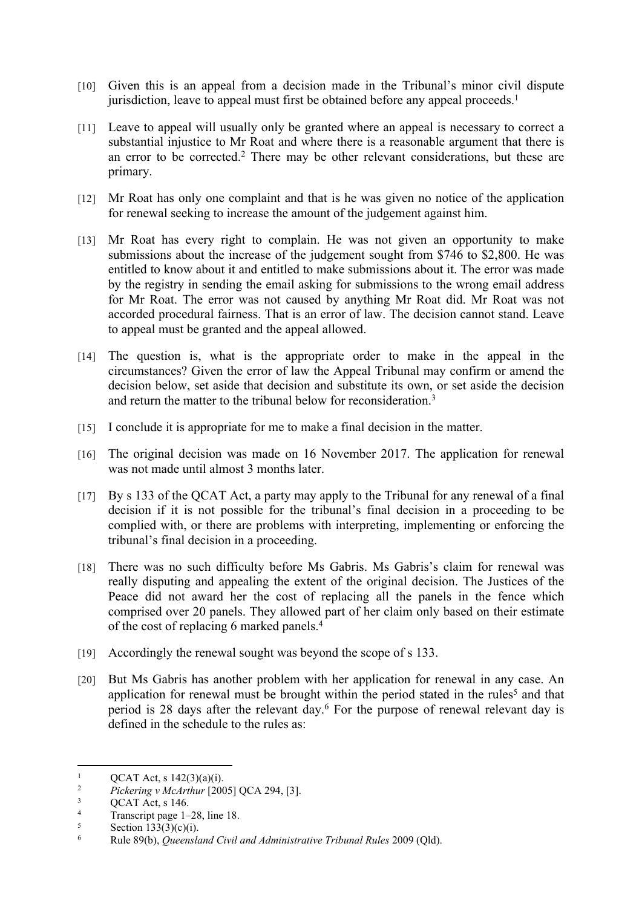[10] Given this is an appeal from a decision made in the Tribunal's minor civil dispute jurisdiction, leave to appeal must first be obtained before any appeal proceeds.[1]

[11] Leave to appeal will usually only be granted where an appeal is necessary to correct a substantial injustice to Mr Roat and where there is a reasonable argument that there is an error to be corrected.[2] There may be other relevant considerations, but these are primary.

[12] Mr Roat has only one complaint and that is he was given no notice of the application for renewal seeking to increase the amount of the judgement against him.

[13] Mr Roat has every right to complain. He was not given an opportunity to make submissions about the increase of the judgement sought from $746 to $2,800. He was entitled to know about it and entitled to make submissions about it. The error was made by the registry in sending the email asking for submissions to the wrong email address for Mr Roat. The error was not caused by anything Mr Roat did. Mr Roat was not accorded procedural fairness. That is an error of law. The decision cannot stand. Leave to appeal must be granted and the appeal allowed.

[14] The question is, what is the appropriate order to make in the appeal in the circumstances? Given the error of law the Appeal Tribunal may confirm or amend the decision below, set aside that decision and substitute its own, or set aside the decision and return the matter to the tribunal below for reconsideration.[3]

[15] I conclude it is appropriate for me to make a final decision in the matter.

[16] The original decision was made on 16 November 2017. The application for renewal was not made until almost 3 months later.

[17] By s 133 of the QCAT Act, a party may apply to the Tribunal for any renewal of a final decision if it is not possible for the tribunal's final decision in a proceeding to be complied with, or there are problems with interpreting, implementing or enforcing the tribunal's final decision in a proceeding.

[18] There was no such difficulty before Ms Gabris. Ms Gabris's claim for renewal was really disputing and appealing the extent of the original decision. The Justices of the Peace did not award her the cost of replacing all the panels in the fence which comprised over 20 panels. They allowed part of her claim only based on their estimate of the cost of replacing 6 marked panels.[4]

[19] Accordingly the renewal sought was beyond the scope of s 133.

[20] But Ms Gabris has another problem with her application for renewal in any case. An application for renewal must be brought within the period stated in the rules[5] and that period is 28 days after the relevant day.[6] For the purpose of renewal relevant day is defined in the schedule to the rules as:

---

1. QCAT Act, s 142(3)(a)(i).
2. *Pickering v McArthur* [2005] QCA 294, [3].
3. QCAT Act, s 146.
4. Transcript page 1–28, line 18.
5. Section 133(3)(c)(i).
6. Rule 89(b), *Queensland Civil and Administrative Tribunal Rules* 2009 (Qld).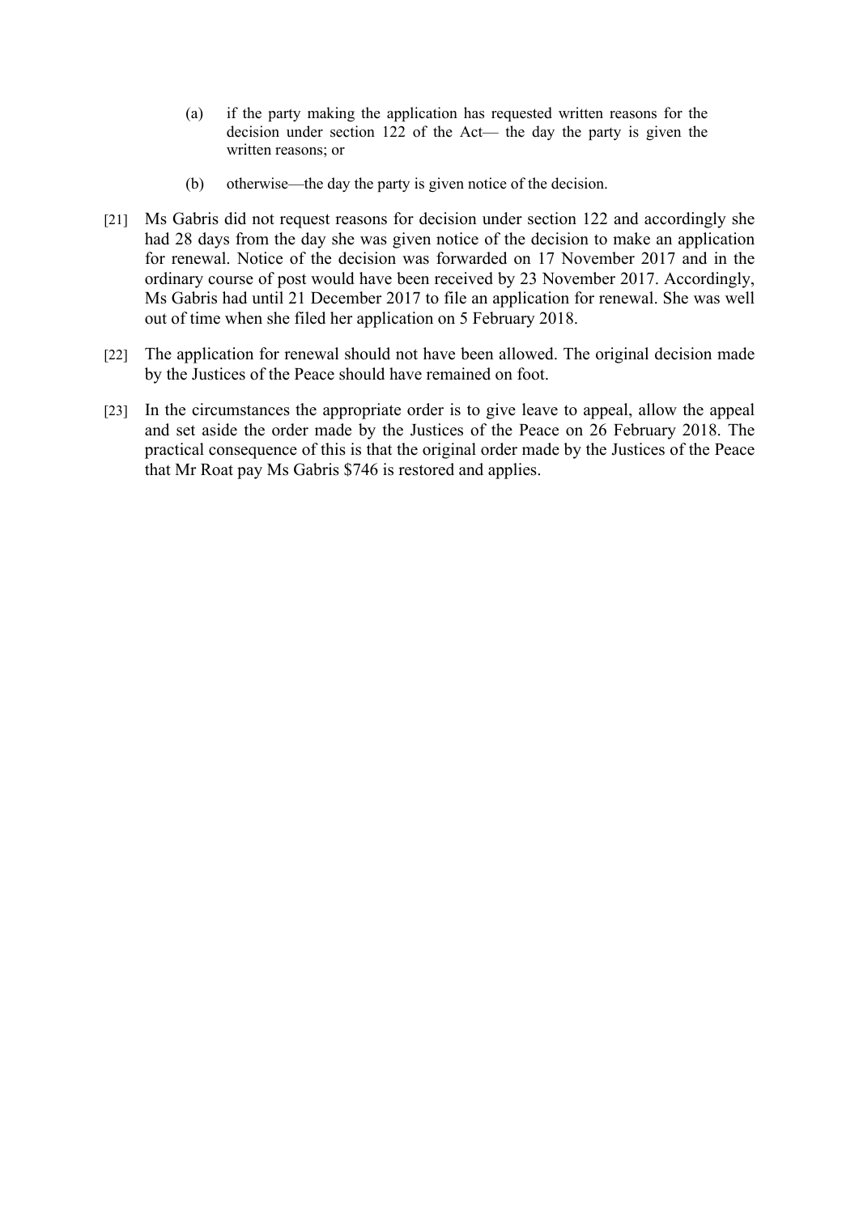(a) if the party making the application has requested written reasons for the decision under section 122 of the Act— the day the party is given the written reasons; or

(b) otherwise—the day the party is given notice of the decision.

[21] Ms Gabris did not request reasons for decision under section 122 and accordingly she had 28 days from the day she was given notice of the decision to make an application for renewal. Notice of the decision was forwarded on 17 November 2017 and in the ordinary course of post would have been received by 23 November 2017. Accordingly, Ms Gabris had until 21 December 2017 to file an application for renewal. She was well out of time when she filed her application on 5 February 2018.

[22] The application for renewal should not have been allowed. The original decision made by the Justices of the Peace should have remained on foot.

[23] In the circumstances the appropriate order is to give leave to appeal, allow the appeal and set aside the order made by the Justices of the Peace on 26 February 2018. The practical consequence of this is that the original order made by the Justices of the Peace that Mr Roat pay Ms Gabris $746 is restored and applies.